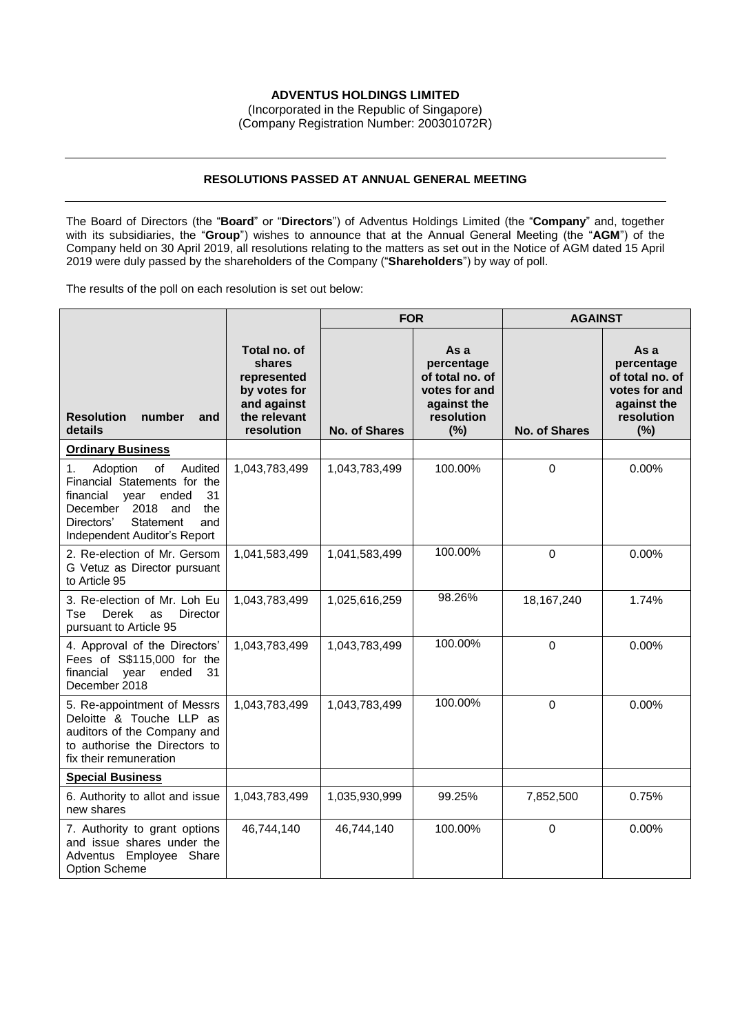**ADVENTUS HOLDINGS LIMITED**
(Incorporated in the Republic of Singapore)
(Company Registration Number: 200301072R)

---

**RESOLUTIONS PASSED AT ANNUAL GENERAL MEETING**

---

The Board of Directors (the "**Board**" or "**Directors**") of Adventus Holdings Limited (the "**Company**" and, together with its subsidiaries, the "**Group**") wishes to announce that at the Annual General Meeting (the "**AGM**") of the Company held on 30 April 2019, all resolutions relating to the matters as set out in the Notice of AGM dated 15 April 2019 were duly passed by the shareholders of the Company ("**Shareholders**") by way of poll.

The results of the poll on each resolution is set out below:

| | | FOR | | AGAINST | |
|---|---|---|---|---|---|
| **Resolution number and details** | **Total no. of shares represented by votes for and against the relevant resolution** | **No. of Shares** | **As a percentage of total no. of votes for and against the resolution (%)** | **No. of Shares** | **As a percentage of total no. of votes for and against the resolution (%)** |
| **Ordinary Business** | | | | | |
| 1. Adoption of Audited Financial Statements for the financial year ended 31 December 2018 and the Directors' Statement and Independent Auditor's Report | 1,043,783,499 | 1,043,783,499 | 100.00% | 0 | 0.00% |
| 2. Re-election of Mr. Gersom G Vetuz as Director pursuant to Article 95 | 1,041,583,499 | 1,041,583,499 | 100.00% | 0 | 0.00% |
| 3. Re-election of Mr. Loh Eu Tse Derek as Director pursuant to Article 95 | 1,043,783,499 | 1,025,616,259 | 98.26% | 18,167,240 | 1.74% |
| 4. Approval of the Directors' Fees of S$115,000 for the financial year ended 31 December 2018 | 1,043,783,499 | 1,043,783,499 | 100.00% | 0 | 0.00% |
| 5. Re-appointment of Messrs Deloitte & Touche LLP as auditors of the Company and to authorise the Directors to fix their remuneration | 1,043,783,499 | 1,043,783,499 | 100.00% | 0 | 0.00% |
| **Special Business** | | | | | |
| 6. Authority to allot and issue new shares | 1,043,783,499 | 1,035,930,999 | 99.25% | 7,852,500 | 0.75% |
| 7. Authority to grant options and issue shares under the Adventus Employee Share Option Scheme | 46,744,140 | 46,744,140 | 100.00% | 0 | 0.00% |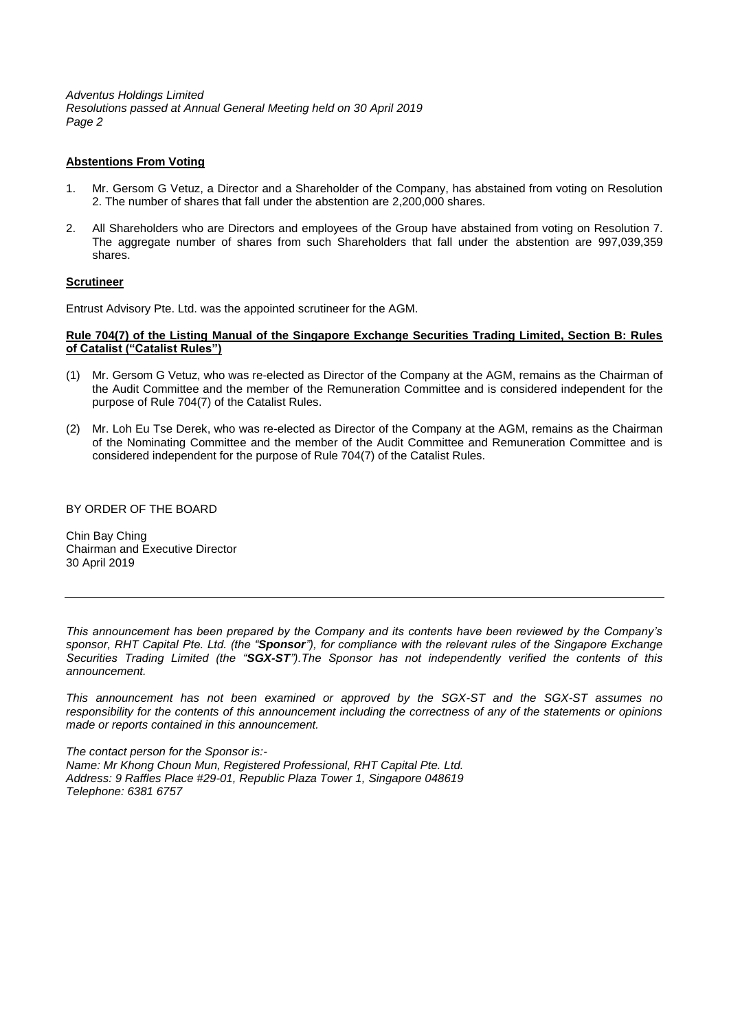**Abstentions From Voting**

1. Mr. Gersom G Vetuz, a Director and a Shareholder of the Company, has abstained from voting on Resolution 2. The number of shares that fall under the abstention are 2,200,000 shares.

2. All Shareholders who are Directors and employees of the Group have abstained from voting on Resolution 7. The aggregate number of shares from such Shareholders that fall under the abstention are 997,039,359 shares.

**Scrutineer**

Entrust Advisory Pte. Ltd. was the appointed scrutineer for the AGM.

**Rule 704(7) of the Listing Manual of the Singapore Exchange Securities Trading Limited, Section B: Rules of Catalist ("Catalist Rules")**

(1) Mr. Gersom G Vetuz, who was re-elected as Director of the Company at the AGM, remains as the Chairman of the Audit Committee and the member of the Remuneration Committee and is considered independent for the purpose of Rule 704(7) of the Catalist Rules.

(2) Mr. Loh Eu Tse Derek, who was re-elected as Director of the Company at the AGM, remains as the Chairman of the Nominating Committee and the member of the Audit Committee and Remuneration Committee and is considered independent for the purpose of Rule 704(7) of the Catalist Rules.

BY ORDER OF THE BOARD

Chin Bay Ching
Chairman and Executive Director
30 April 2019

---

*This announcement has been prepared by the Company and its contents have been reviewed by the Company's sponsor, RHT Capital Pte. Ltd. (the "**Sponsor**"), for compliance with the relevant rules of the Singapore Exchange Securities Trading Limited (the "**SGX-ST**").The Sponsor has not independently verified the contents of this announcement.*

*This announcement has not been examined or approved by the SGX-ST and the SGX-ST assumes no responsibility for the contents of this announcement including the correctness of any of the statements or opinions made or reports contained in this announcement.*

*The contact person for the Sponsor is:-*
*Name: Mr Khong Choun Mun, Registered Professional, RHT Capital Pte. Ltd.*
*Address: 9 Raffles Place #29-01, Republic Plaza Tower 1, Singapore 048619*
*Telephone: 6381 6757*